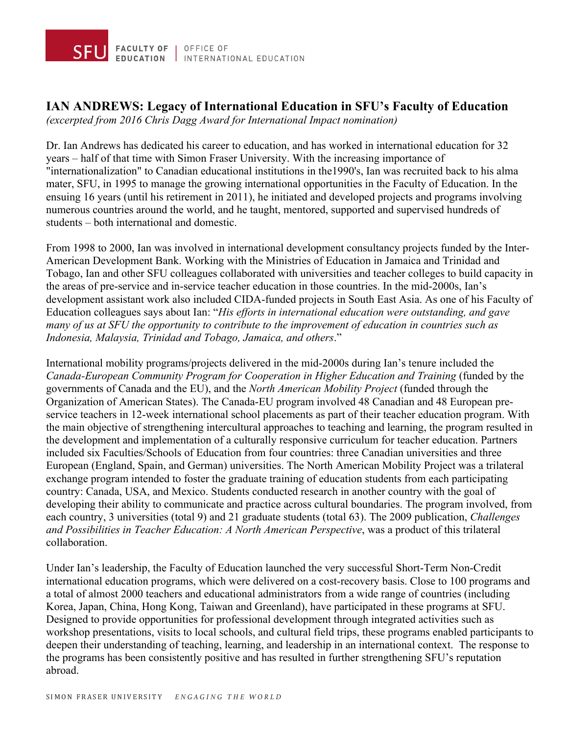# IAN ANDREWS: Legacy of International Education in SFU's Faculty of Education

*(excerpted from 2016 Chris Dagg Award for International Impact nomination)*

Dr. Ian Andrews has dedicated his career to education, and has worked in international education for 32 years – half of that time with Simon Fraser University. With the increasing importance of "internationalization" to Canadian educational institutions in the1990's, Ian was recruited back to his alma mater, SFU, in 1995 to manage the growing international opportunities in the Faculty of Education. In the ensuing 16 years (until his retirement in 2011), he initiated and developed projects and programs involving numerous countries around the world, and he taught, mentored, supported and supervised hundreds of students – both international and domestic.

From 1998 to 2000, Ian was involved in international development consultancy projects funded by the Inter-American Development Bank. Working with the Ministries of Education in Jamaica and Trinidad and Tobago, Ian and other SFU colleagues collaborated with universities and teacher colleges to build capacity in the areas of pre-service and in-service teacher education in those countries. In the mid-2000s, Ian's development assistant work also included CIDA-funded projects in South East Asia. As one of his Faculty of Education colleagues says about Ian: "*His efforts in international education were outstanding, and gave many of us at SFU the opportunity to contribute to the improvement of education in countries such as Indonesia, Malaysia, Trinidad and Tobago, Jamaica, and others*."

International mobility programs/projects delivered in the mid-2000s during Ian's tenure included the *Canada-European Community Program for Cooperation in Higher Education and Training* (funded by the governments of Canada and the EU), and the *North American Mobility Project* (funded through the Organization of American States). The Canada-EU program involved 48 Canadian and 48 European pre-service teachers in 12-week international school placements as part of their teacher education program. With the main objective of strengthening intercultural approaches to teaching and learning, the program resulted in the development and implementation of a culturally responsive curriculum for teacher education. Partners included six Faculties/Schools of Education from four countries: three Canadian universities and three European (England, Spain, and German) universities. The North American Mobility Project was a trilateral exchange program intended to foster the graduate training of education students from each participating country: Canada, USA, and Mexico. Students conducted research in another country with the goal of developing their ability to communicate and practice across cultural boundaries. The program involved, from each country, 3 universities (total 9) and 21 graduate students (total 63). The 2009 publication, *Challenges and Possibilities in Teacher Education: A North American Perspective*, was a product of this trilateral collaboration.

Under Ian's leadership, the Faculty of Education launched the very successful Short-Term Non-Credit international education programs, which were delivered on a cost-recovery basis. Close to 100 programs and a total of almost 2000 teachers and educational administrators from a wide range of countries (including Korea, Japan, China, Hong Kong, Taiwan and Greenland), have participated in these programs at SFU. Designed to provide opportunities for professional development through integrated activities such as workshop presentations, visits to local schools, and cultural field trips, these programs enabled participants to deepen their understanding of teaching, learning, and leadership in an international context. The response to the programs has been consistently positive and has resulted in further strengthening SFU's reputation abroad.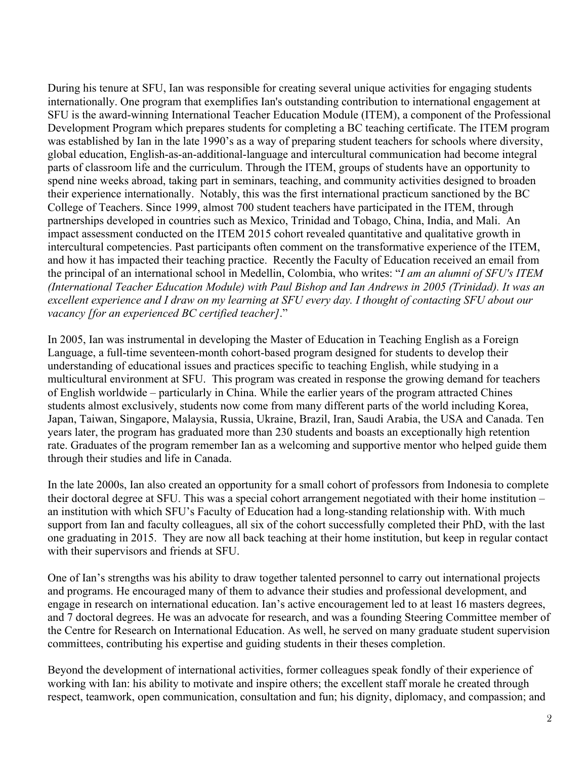During his tenure at SFU, Ian was responsible for creating several unique activities for engaging students internationally. One program that exemplifies Ian's outstanding contribution to international engagement at SFU is the award-winning International Teacher Education Module (ITEM), a component of the Professional Development Program which prepares students for completing a BC teaching certificate. The ITEM program was established by Ian in the late 1990's as a way of preparing student teachers for schools where diversity, global education, English-as-an-additional-language and intercultural communication had become integral parts of classroom life and the curriculum. Through the ITEM, groups of students have an opportunity to spend nine weeks abroad, taking part in seminars, teaching, and community activities designed to broaden their experience internationally. Notably, this was the first international practicum sanctioned by the BC College of Teachers. Since 1999, almost 700 student teachers have participated in the ITEM, through partnerships developed in countries such as Mexico, Trinidad and Tobago, China, India, and Mali. An impact assessment conducted on the ITEM 2015 cohort revealed quantitative and qualitative growth in intercultural competencies. Past participants often comment on the transformative experience of the ITEM, and how it has impacted their teaching practice. Recently the Faculty of Education received an email from the principal of an international school in Medellin, Colombia, who writes: "*I am an alumni of SFU's ITEM (International Teacher Education Module) with Paul Bishop and Ian Andrews in 2005 (Trinidad). It was an excellent experience and I draw on my learning at SFU every day. I thought of contacting SFU about our vacancy [for an experienced BC certified teacher]*."

In 2005, Ian was instrumental in developing the Master of Education in Teaching English as a Foreign Language, a full-time seventeen-month cohort-based program designed for students to develop their understanding of educational issues and practices specific to teaching English, while studying in a multicultural environment at SFU. This program was created in response the growing demand for teachers of English worldwide – particularly in China. While the earlier years of the program attracted Chines students almost exclusively, students now come from many different parts of the world including Korea, Japan, Taiwan, Singapore, Malaysia, Russia, Ukraine, Brazil, Iran, Saudi Arabia, the USA and Canada. Ten years later, the program has graduated more than 230 students and boasts an exceptionally high retention rate. Graduates of the program remember Ian as a welcoming and supportive mentor who helped guide them through their studies and life in Canada.

In the late 2000s, Ian also created an opportunity for a small cohort of professors from Indonesia to complete their doctoral degree at SFU. This was a special cohort arrangement negotiated with their home institution – an institution with which SFU's Faculty of Education had a long-standing relationship with. With much support from Ian and faculty colleagues, all six of the cohort successfully completed their PhD, with the last one graduating in 2015. They are now all back teaching at their home institution, but keep in regular contact with their supervisors and friends at SFU.

One of Ian's strengths was his ability to draw together talented personnel to carry out international projects and programs. He encouraged many of them to advance their studies and professional development, and engage in research on international education. Ian's active encouragement led to at least 16 masters degrees, and 7 doctoral degrees. He was an advocate for research, and was a founding Steering Committee member of the Centre for Research on International Education. As well, he served on many graduate student supervision committees, contributing his expertise and guiding students in their theses completion.

Beyond the development of international activities, former colleagues speak fondly of their experience of working with Ian: his ability to motivate and inspire others; the excellent staff morale he created through respect, teamwork, open communication, consultation and fun; his dignity, diplomacy, and compassion; and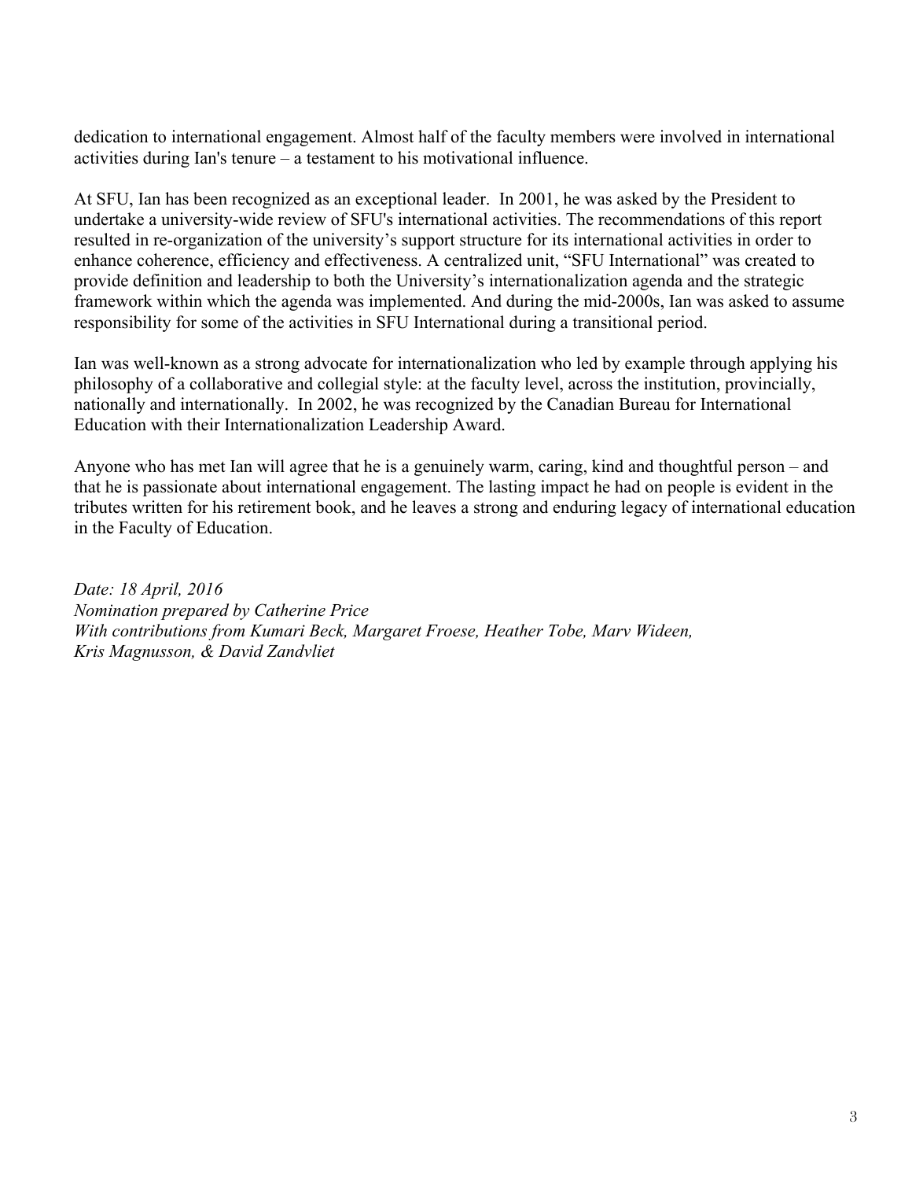dedication to international engagement. Almost half of the faculty members were involved in international activities during Ian's tenure – a testament to his motivational influence.

At SFU, Ian has been recognized as an exceptional leader. In 2001, he was asked by the President to undertake a university-wide review of SFU's international activities. The recommendations of this report resulted in re-organization of the university's support structure for its international activities in order to enhance coherence, efficiency and effectiveness. A centralized unit, "SFU International" was created to provide definition and leadership to both the University's internationalization agenda and the strategic framework within which the agenda was implemented. And during the mid-2000s, Ian was asked to assume responsibility for some of the activities in SFU International during a transitional period.

Ian was well-known as a strong advocate for internationalization who led by example through applying his philosophy of a collaborative and collegial style: at the faculty level, across the institution, provincially, nationally and internationally. In 2002, he was recognized by the Canadian Bureau for International Education with their Internationalization Leadership Award.

Anyone who has met Ian will agree that he is a genuinely warm, caring, kind and thoughtful person – and that he is passionate about international engagement. The lasting impact he had on people is evident in the tributes written for his retirement book, and he leaves a strong and enduring legacy of international education in the Faculty of Education.

*Date: 18 April, 2016*
*Nomination prepared by Catherine Price*
*With contributions from Kumari Beck, Margaret Froese, Heather Tobe, Marv Wideen, Kris Magnusson, & David Zandvliet*